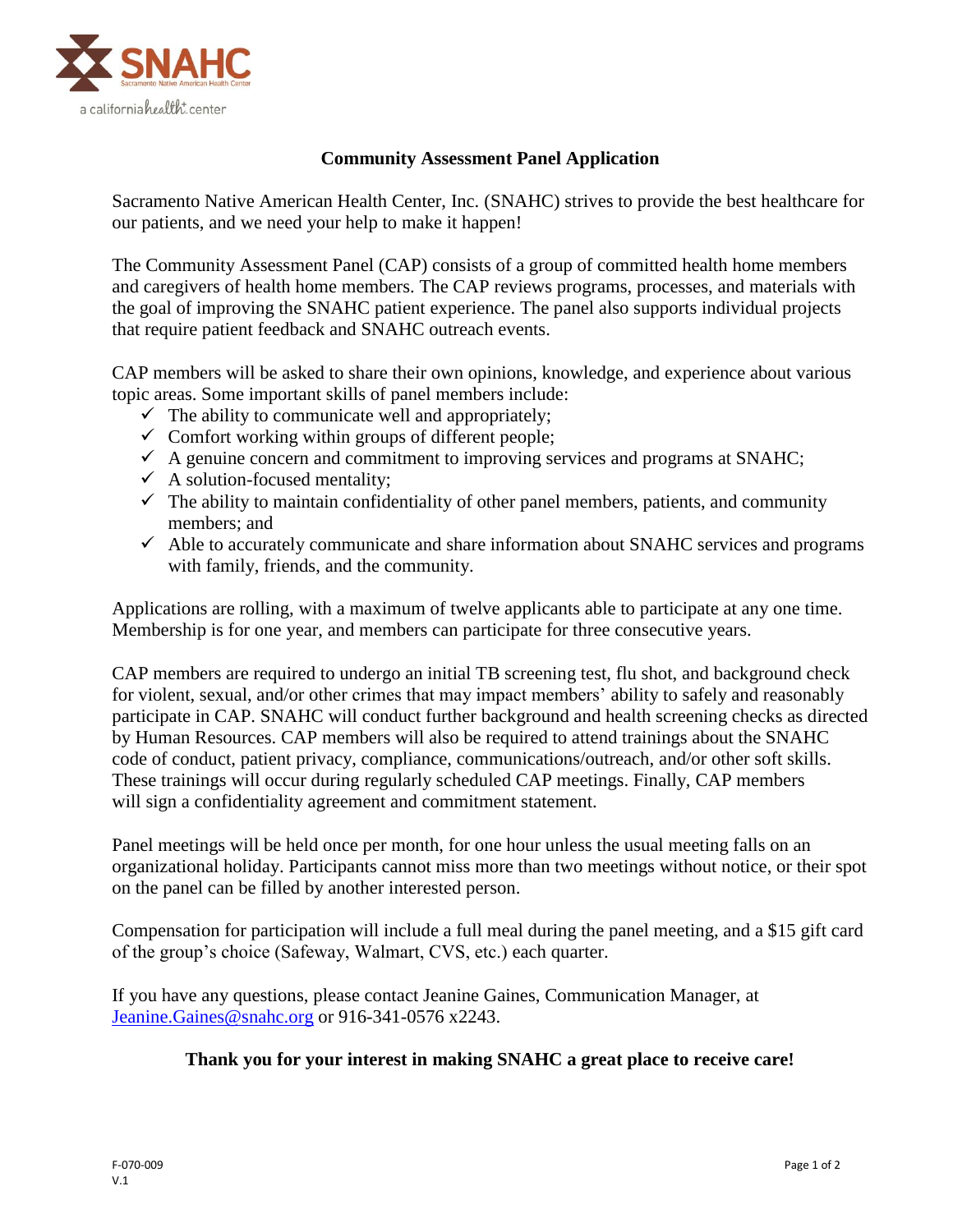SNAHC
Sacramento Native American Health Center
a california health+ center

## Community Assessment Panel Application

Sacramento Native American Health Center, Inc. (SNAHC) strives to provide the best healthcare for our patients, and we need your help to make it happen!

The Community Assessment Panel (CAP) consists of a group of committed health home members and caregivers of health home members. The CAP reviews programs, processes, and materials with the goal of improving the SNAHC patient experience. The panel also supports individual projects that require patient feedback and SNAHC outreach events.

CAP members will be asked to share their own opinions, knowledge, and experience about various topic areas. Some important skills of panel members include:

- ✓ The ability to communicate well and appropriately;
- ✓ Comfort working within groups of different people;
- ✓ A genuine concern and commitment to improving services and programs at SNAHC;
- ✓ A solution-focused mentality;
- ✓ The ability to maintain confidentiality of other panel members, patients, and community members; and
- ✓ Able to accurately communicate and share information about SNAHC services and programs with family, friends, and the community.

Applications are rolling, with a maximum of twelve applicants able to participate at any one time. Membership is for one year, and members can participate for three consecutive years.

CAP members are required to undergo an initial TB screening test, flu shot, and background check for violent, sexual, and/or other crimes that may impact members' ability to safely and reasonably participate in CAP. SNAHC will conduct further background and health screening checks as directed by Human Resources. CAP members will also be required to attend trainings about the SNAHC code of conduct, patient privacy, compliance, communications/outreach, and/or other soft skills. These trainings will occur during regularly scheduled CAP meetings. Finally, CAP members will sign a confidentiality agreement and commitment statement.

Panel meetings will be held once per month, for one hour unless the usual meeting falls on an organizational holiday. Participants cannot miss more than two meetings without notice, or their spot on the panel can be filled by another interested person.

Compensation for participation will include a full meal during the panel meeting, and a $15 gift card of the group's choice (Safeway, Walmart, CVS, etc.) each quarter.

If you have any questions, please contact Jeanine Gaines, Communication Manager, at [Jeanine.Gaines@snahc.org](mailto:Jeanine.Gaines@snahc.org) or 916-341-0576 x2243.

**Thank you for your interest in making SNAHC a great place to receive care!**

F-070-009
V.1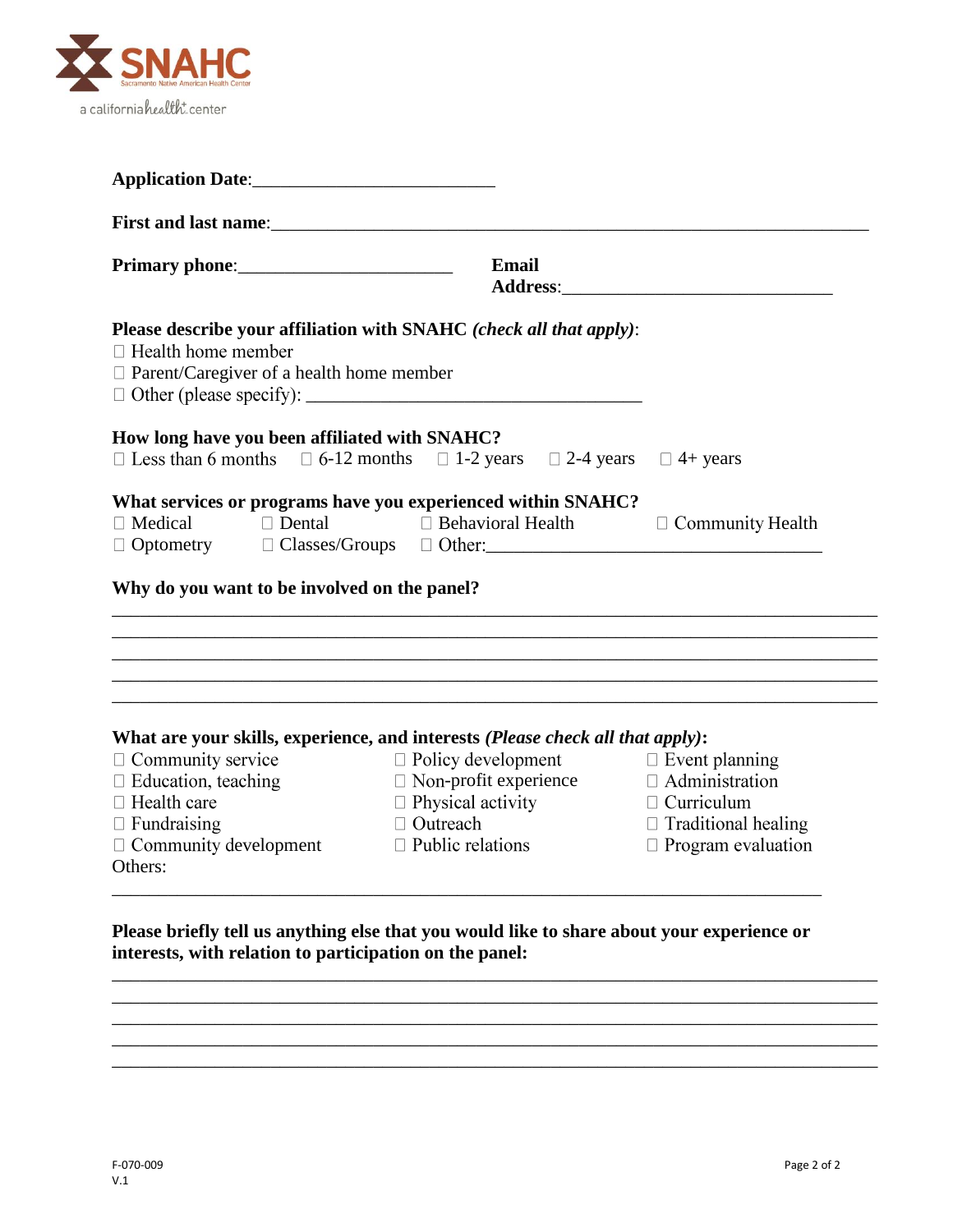**Application Date**:\_\_\_\_\_\_\_\_\_\_\_\_\_\_\_\_\_\_\_\_\_\_\_\_\_\_

**First and last name**:\_\_\_\_\_\_\_\_\_\_\_\_\_\_\_\_\_\_\_\_\_\_\_\_\_\_\_\_\_\_\_\_\_\_\_\_\_\_\_\_\_\_\_\_\_\_\_\_\_\_\_\_\_\_\_\_\_\_\_\_\_\_\_\_\_

**Primary phone**:\_\_\_\_\_\_\_\_\_\_\_\_\_\_\_\_\_\_\_\_\_\_\_ **Email Address**:\_\_\_\_\_\_\_\_\_\_\_\_\_\_\_\_\_\_\_\_\_\_\_\_\_\_\_\_\_\_

**Please describe your affiliation with SNAHC *(check all that apply)*:**

☐ Health home member
☐ Parent/Caregiver of a health home member
☐ Other (please specify): \_\_\_\_\_\_\_\_\_\_\_\_\_\_\_\_\_\_\_\_\_\_\_\_\_\_\_\_\_\_\_\_\_\_\_\_

**How long have you been affiliated with SNAHC?**

☐ Less than 6 months ☐ 6-12 months ☐ 1-2 years ☐ 2-4 years ☐ 4+ years

**What services or programs have you experienced within SNAHC?**

☐ Medical ☐ Dental ☐ Behavioral Health ☐ Community Health
☐ Optometry ☐ Classes/Groups ☐ Other:\_\_\_\_\_\_\_\_\_\_\_\_\_\_\_\_\_\_\_\_\_\_\_\_\_\_\_\_\_\_\_\_\_\_\_\_

**Why do you want to be involved on the panel?**

\_\_\_\_\_\_\_\_\_\_\_\_\_\_\_\_\_\_\_\_\_\_\_\_\_\_\_\_\_\_\_\_\_\_\_\_\_\_\_\_\_\_\_\_\_\_\_\_\_\_\_\_\_\_\_\_\_\_\_\_\_\_\_\_\_\_\_\_\_\_\_\_\_\_\_\_\_\_\_\_\_\_
\_\_\_\_\_\_\_\_\_\_\_\_\_\_\_\_\_\_\_\_\_\_\_\_\_\_\_\_\_\_\_\_\_\_\_\_\_\_\_\_\_\_\_\_\_\_\_\_\_\_\_\_\_\_\_\_\_\_\_\_\_\_\_\_\_\_\_\_\_\_\_\_\_\_\_\_\_\_\_\_\_\_
\_\_\_\_\_\_\_\_\_\_\_\_\_\_\_\_\_\_\_\_\_\_\_\_\_\_\_\_\_\_\_\_\_\_\_\_\_\_\_\_\_\_\_\_\_\_\_\_\_\_\_\_\_\_\_\_\_\_\_\_\_\_\_\_\_\_\_\_\_\_\_\_\_\_\_\_\_\_\_\_\_\_
\_\_\_\_\_\_\_\_\_\_\_\_\_\_\_\_\_\_\_\_\_\_\_\_\_\_\_\_\_\_\_\_\_\_\_\_\_\_\_\_\_\_\_\_\_\_\_\_\_\_\_\_\_\_\_\_\_\_\_\_\_\_\_\_\_\_\_\_\_\_\_\_\_\_\_\_\_\_\_\_\_\_
\_\_\_\_\_\_\_\_\_\_\_\_\_\_\_\_\_\_\_\_\_\_\_\_\_\_\_\_\_\_\_\_\_\_\_\_\_\_\_\_\_\_\_\_\_\_\_\_\_\_\_\_\_\_\_\_\_\_\_\_\_\_\_\_\_\_\_\_\_\_\_\_\_\_\_\_\_\_\_\_\_\_

**What are your skills, experience, and interests *(Please check all that apply)*:**

☐ Community service ☐ Policy development ☐ Event planning
☐ Education, teaching ☐ Non-profit experience ☐ Administration
☐ Health care ☐ Physical activity ☐ Curriculum
☐ Fundraising ☐ Outreach ☐ Traditional healing
☐ Community development ☐ Public relations ☐ Program evaluation

Others:
\_\_\_\_\_\_\_\_\_\_\_\_\_\_\_\_\_\_\_\_\_\_\_\_\_\_\_\_\_\_\_\_\_\_\_\_\_\_\_\_\_\_\_\_\_\_\_\_\_\_\_\_\_\_\_\_\_\_\_\_\_\_\_\_\_\_\_\_\_\_\_\_\_\_\_

**Please briefly tell us anything else that you would like to share about your experience or interests, with relation to participation on the panel:**

\_\_\_\_\_\_\_\_\_\_\_\_\_\_\_\_\_\_\_\_\_\_\_\_\_\_\_\_\_\_\_\_\_\_\_\_\_\_\_\_\_\_\_\_\_\_\_\_\_\_\_\_\_\_\_\_\_\_\_\_\_\_\_\_\_\_\_\_\_\_\_\_\_\_\_\_\_\_\_\_\_\_
\_\_\_\_\_\_\_\_\_\_\_\_\_\_\_\_\_\_\_\_\_\_\_\_\_\_\_\_\_\_\_\_\_\_\_\_\_\_\_\_\_\_\_\_\_\_\_\_\_\_\_\_\_\_\_\_\_\_\_\_\_\_\_\_\_\_\_\_\_\_\_\_\_\_\_\_\_\_\_\_\_\_
\_\_\_\_\_\_\_\_\_\_\_\_\_\_\_\_\_\_\_\_\_\_\_\_\_\_\_\_\_\_\_\_\_\_\_\_\_\_\_\_\_\_\_\_\_\_\_\_\_\_\_\_\_\_\_\_\_\_\_\_\_\_\_\_\_\_\_\_\_\_\_\_\_\_\_\_\_\_\_\_\_\_
\_\_\_\_\_\_\_\_\_\_\_\_\_\_\_\_\_\_\_\_\_\_\_\_\_\_\_\_\_\_\_\_\_\_\_\_\_\_\_\_\_\_\_\_\_\_\_\_\_\_\_\_\_\_\_\_\_\_\_\_\_\_\_\_\_\_\_\_\_\_\_\_\_\_\_\_\_\_\_\_\_\_
\_\_\_\_\_\_\_\_\_\_\_\_\_\_\_\_\_\_\_\_\_\_\_\_\_\_\_\_\_\_\_\_\_\_\_\_\_\_\_\_\_\_\_\_\_\_\_\_\_\_\_\_\_\_\_\_\_\_\_\_\_\_\_\_\_\_\_\_\_\_\_\_\_\_\_\_\_\_\_\_\_\_

F-070-009
V.1